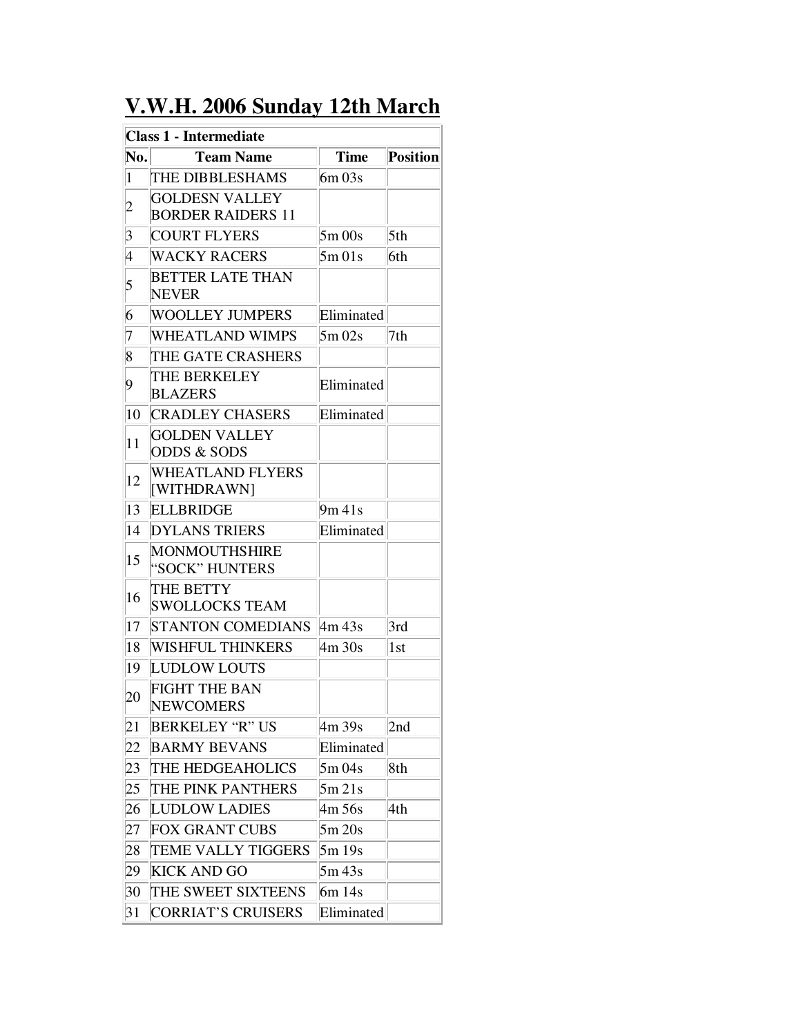# V.W.H. 2006 Sunday 12th March

| Class 1 - Intermediate | | | |
|---|---|---|---|
| **No.** | **Team Name** | **Time** | **Position** |
| 1 | THE DIBBLESHAMS | 6m 03s | |
| 2 | GOLDESN VALLEY BORDER RAIDERS 11 | | |
| 3 | COURT FLYERS | 5m 00s | 5th |
| 4 | WACKY RACERS | 5m 01s | 6th |
| 5 | BETTER LATE THAN NEVER | | |
| 6 | WOOLLEY JUMPERS | Eliminated | |
| 7 | WHEATLAND WIMPS | 5m 02s | 7th |
| 8 | THE GATE CRASHERS | | |
| 9 | THE BERKELEY BLAZERS | Eliminated | |
| 10 | CRADLEY CHASERS | Eliminated | |
| 11 | GOLDEN VALLEY ODDS & SODS | | |
| 12 | WHEATLAND FLYERS [WITHDRAWN] | | |
| 13 | ELLBRIDGE | 9m 41s | |
| 14 | DYLANS TRIERS | Eliminated | |
| 15 | MONMOUTHSHIRE "SOCK" HUNTERS | | |
| 16 | THE BETTY SWOLLOCKS TEAM | | |
| 17 | STANTON COMEDIANS | 4m 43s | 3rd |
| 18 | WISHFUL THINKERS | 4m 30s | 1st |
| 19 | LUDLOW LOUTS | | |
| 20 | FIGHT THE BAN NEWCOMERS | | |
| 21 | BERKELEY "R" US | 4m 39s | 2nd |
| 22 | BARMY BEVANS | Eliminated | |
| 23 | THE HEDGEAHOLICS | 5m 04s | 8th |
| 25 | THE PINK PANTHERS | 5m 21s | |
| 26 | LUDLOW LADIES | 4m 56s | 4th |
| 27 | FOX GRANT CUBS | 5m 20s | |
| 28 | TEME VALLY TIGGERS | 5m 19s | |
| 29 | KICK AND GO | 5m 43s | |
| 30 | THE SWEET SIXTEENS | 6m 14s | |
| 31 | CORRIAT'S CRUISERS | Eliminated | |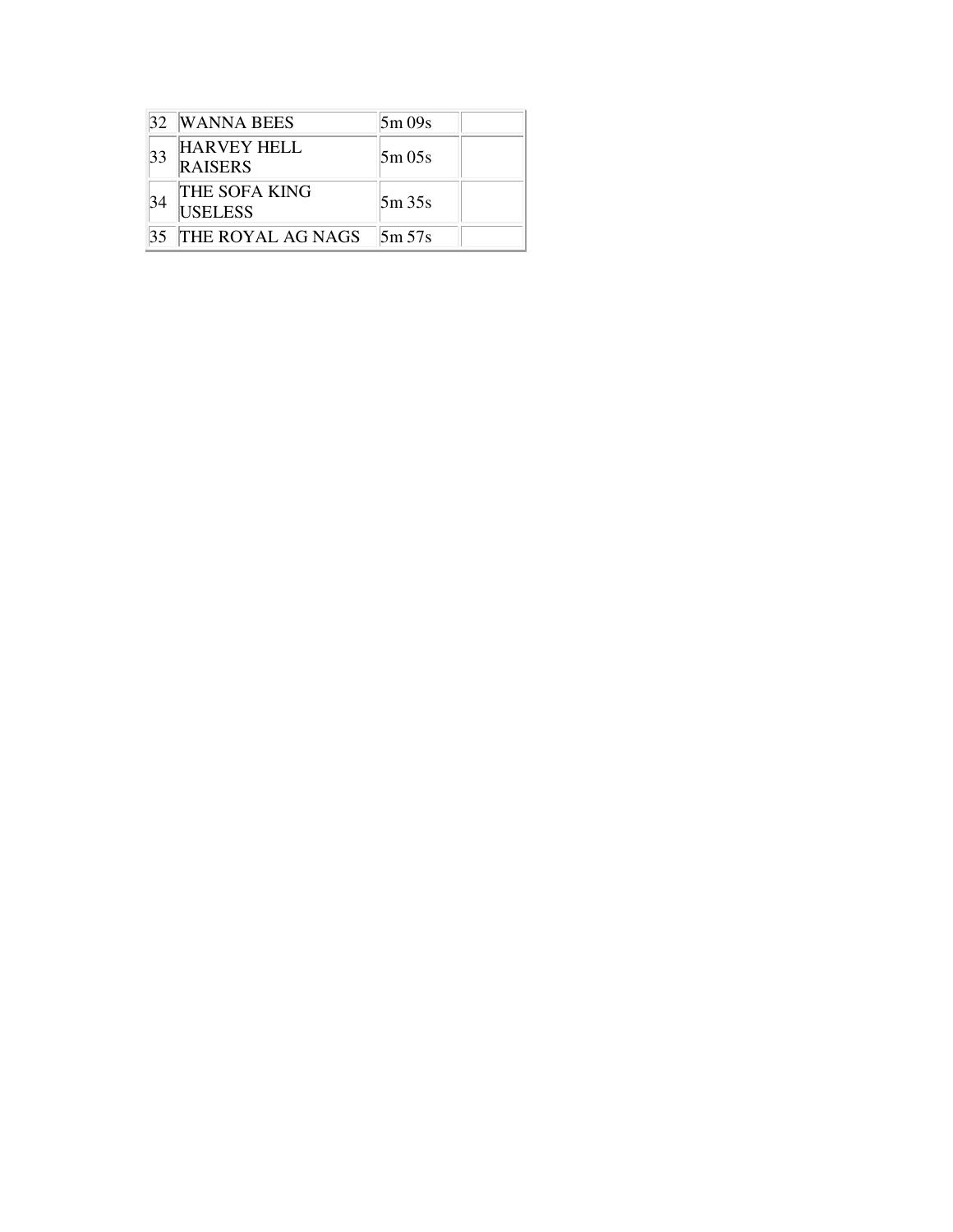| | | | |
|---|---|---|---|
| 32 | WANNA BEES | 5m 09s | |
| 33 | HARVEY HELL RAISERS | 5m 05s | |
| 34 | THE SOFA KING USELESS | 5m 35s | |
| 35 | THE ROYAL AG NAGS | 5m 57s | |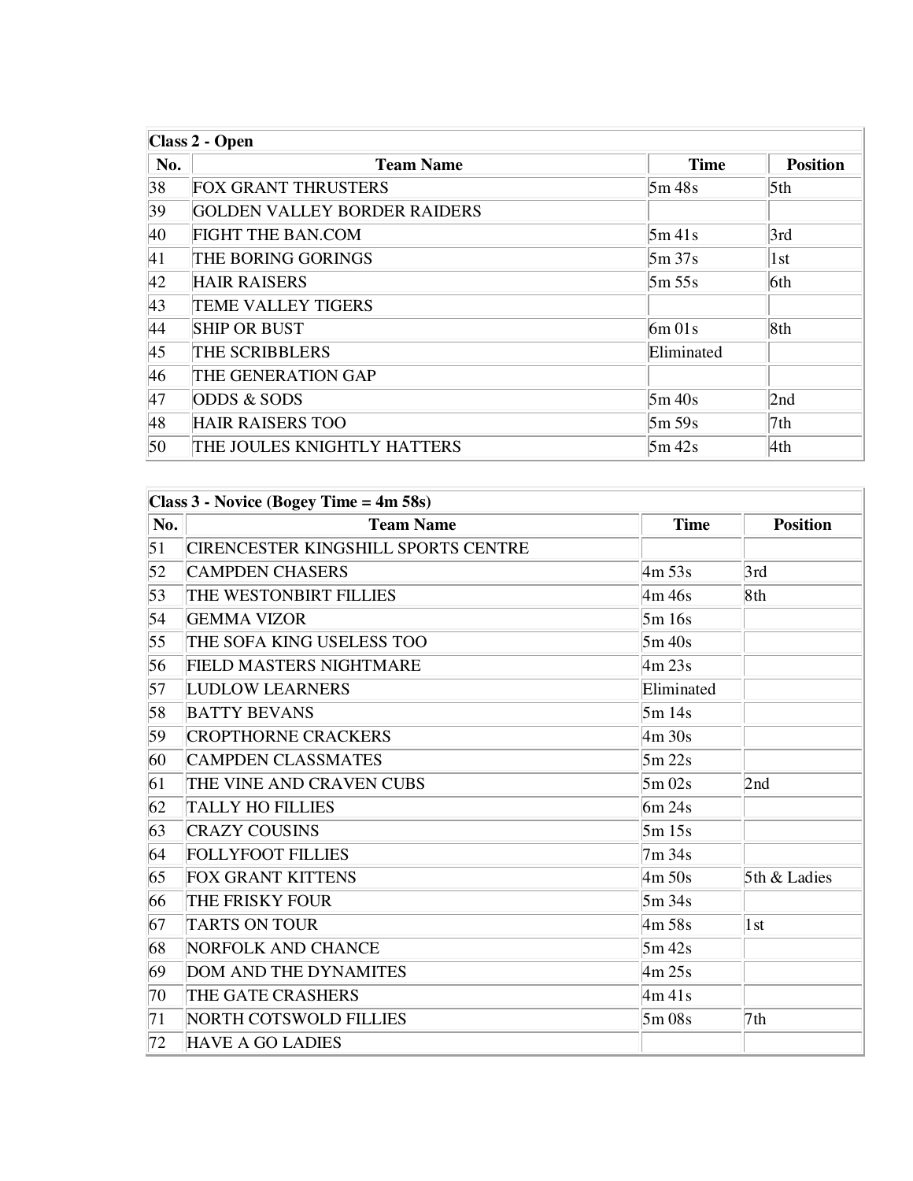| Class 2 - Open | | | |
|---|---|---|---|
| **No.** | **Team Name** | **Time** | **Position** |
| 38 | FOX GRANT THRUSTERS | 5m 48s | 5th |
| 39 | GOLDEN VALLEY BORDER RAIDERS | | |
| 40 | FIGHT THE BAN.COM | 5m 41s | 3rd |
| 41 | THE BORING GORINGS | 5m 37s | 1st |
| 42 | HAIR RAISERS | 5m 55s | 6th |
| 43 | TEME VALLEY TIGERS | | |
| 44 | SHIP OR BUST | 6m 01s | 8th |
| 45 | THE SCRIBBLERS | Eliminated | |
| 46 | THE GENERATION GAP | | |
| 47 | ODDS & SODS | 5m 40s | 2nd |
| 48 | HAIR RAISERS TOO | 5m 59s | 7th |
| 50 | THE JOULES KNIGHTLY HATTERS | 5m 42s | 4th |

| Class 3 - Novice (Bogey Time = 4m 58s) | | | |
|---|---|---|---|
| **No.** | **Team Name** | **Time** | **Position** |
| 51 | CIRENCESTER KINGSHILL SPORTS CENTRE | | |
| 52 | CAMPDEN CHASERS | 4m 53s | 3rd |
| 53 | THE WESTONBIRT FILLIES | 4m 46s | 8th |
| 54 | GEMMA VIZOR | 5m 16s | |
| 55 | THE SOFA KING USELESS TOO | 5m 40s | |
| 56 | FIELD MASTERS NIGHTMARE | 4m 23s | |
| 57 | LUDLOW LEARNERS | Eliminated | |
| 58 | BATTY BEVANS | 5m 14s | |
| 59 | CROPTHORNE CRACKERS | 4m 30s | |
| 60 | CAMPDEN CLASSMATES | 5m 22s | |
| 61 | THE VINE AND CRAVEN CUBS | 5m 02s | 2nd |
| 62 | TALLY HO FILLIES | 6m 24s | |
| 63 | CRAZY COUSINS | 5m 15s | |
| 64 | FOLLYFOOT FILLIES | 7m 34s | |
| 65 | FOX GRANT KITTENS | 4m 50s | 5th & Ladies |
| 66 | THE FRISKY FOUR | 5m 34s | |
| 67 | TARTS ON TOUR | 4m 58s | 1st |
| 68 | NORFOLK AND CHANCE | 5m 42s | |
| 69 | DOM AND THE DYNAMITES | 4m 25s | |
| 70 | THE GATE CRASHERS | 4m 41s | |
| 71 | NORTH COTSWOLD FILLIES | 5m 08s | 7th |
| 72 | HAVE A GO LADIES | | |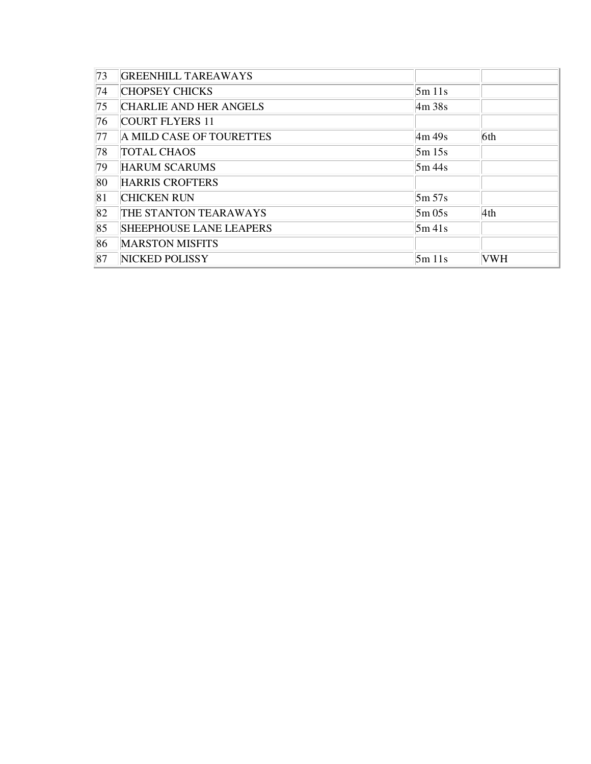| | | | |
|---|---|---|---|
| 73 | GREENHILL TAREAWAYS | | |
| 74 | CHOPSEY CHICKS | 5m 11s | |
| 75 | CHARLIE AND HER ANGELS | 4m 38s | |
| 76 | COURT FLYERS 11 | | |
| 77 | A MILD CASE OF TOURETTES | 4m 49s | 6th |
| 78 | TOTAL CHAOS | 5m 15s | |
| 79 | HARUM SCARUMS | 5m 44s | |
| 80 | HARRIS CROFTERS | | |
| 81 | CHICKEN RUN | 5m 57s | |
| 82 | THE STANTON TEARAWAYS | 5m 05s | 4th |
| 85 | SHEEPHOUSE LANE LEAPERS | 5m 41s | |
| 86 | MARSTON MISFITS | | |
| 87 | NICKED POLISSY | 5m 11s | VWH |